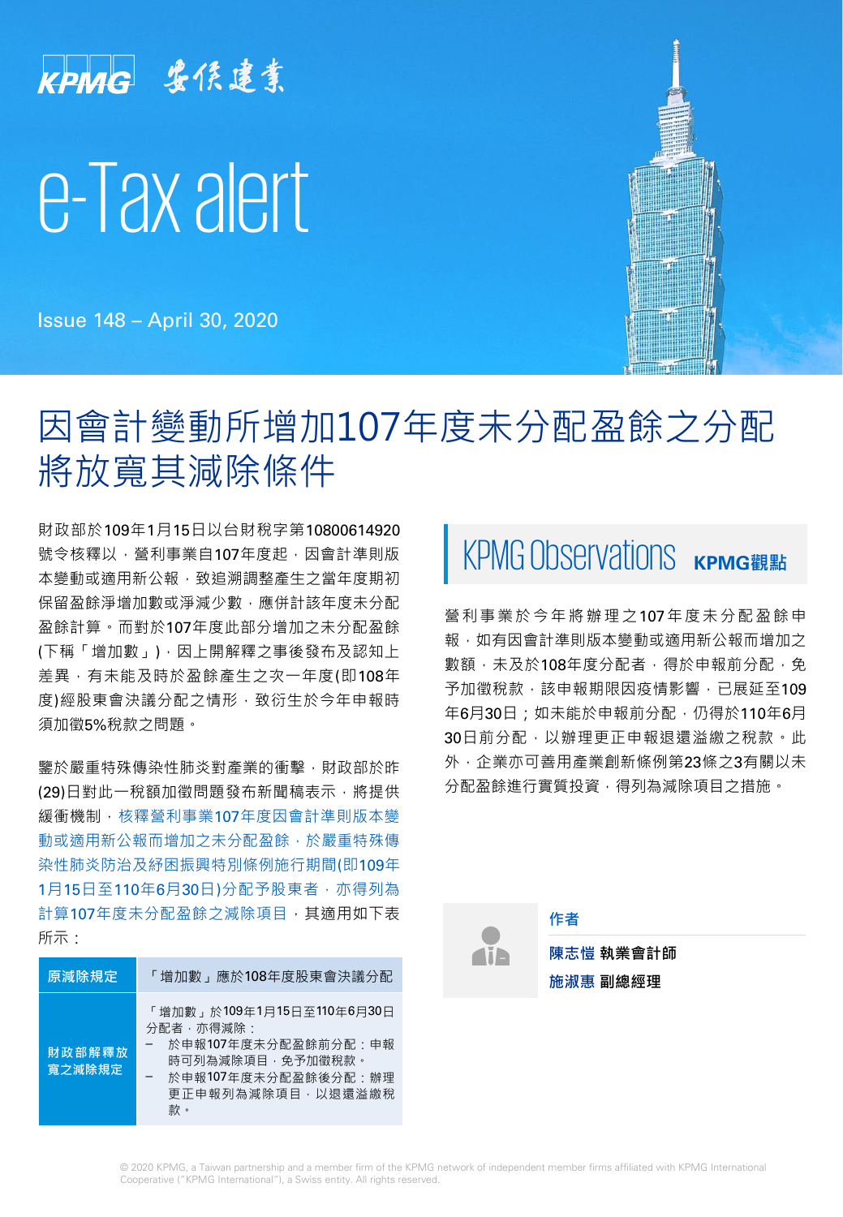KPMG 安侯建業

# e-Tax alert

Issue 148 – April 30, 2020

## 因會計變動所增加107年度未分配盈餘之分配將放寬其減除條件

財政部於109年1月15日以台財稅字第10800614920號令核釋以，營利事業自107年度起，因會計準則版本變動或適用新公報，致追溯調整產生之當年度期初保留盈餘淨增加數或淨減少數，應併計該年度未分配盈餘計算。而對於107年度此部分增加之未分配盈餘(下稱「增加數」)，因上開解釋之事後發布及認知上差異，有未能及時於盈餘產生之次一年度(即108年度)經股東會決議分配之情形，致衍生於今年申報時須加徵5%稅款之問題。

鑒於嚴重特殊傳染性肺炎對產業的衝擊，財政部於昨(29)日對此一稅額加徵問題發布新聞稿表示，將提供緩衝機制，核釋營利事業107年度因會計準則版本變動或適用新公報而增加之未分配盈餘，於嚴重特殊傳染性肺炎防治及紓困振興特別條例施行期間(即109年1月15日至110年6月30日)分配予股東者，亦得列為計算107年度未分配盈餘之減除項目，其適用如下表所示：

| 原減除規定 | 「增加數」應於108年度股東會決議分配 |
|---|---|
| 財政部解釋放寬之減除規定 | 「增加數」於109年1月15日至110年6月30日分配者，亦得減除：<br>－ 於申報107年度未分配盈餘前分配：申報時可列為減除項目，免予加徵稅款。<br>－ 於申報107年度未分配盈餘後分配：辦理更正申報列為減除項目，以退還溢繳稅款。 |

## KPMG Observations KPMG觀點

營利事業於今年將辦理之107年度未分配盈餘申報，如有因會計準則版本變動或適用新公報而增加之數額，未及於108年度分配者，得於申報前分配，免予加徵稅款，該申報期限因疫情影響，已展延至109年6月30日；如未能於申報前分配，仍得於110年6月30日前分配，以辦理更正申報退還溢繳之稅款。此外，企業亦可善用產業創新條例第23條之3有關以未分配盈餘進行實質投資，得列為減除項目之措施。

**作者**

**陳志愷 執業會計師**

**施淑惠 副總經理**

© 2020 KPMG, a Taiwan partnership and a member firm of the KPMG network of independent member firms affiliated with KPMG International Cooperative ("KPMG International"), a Swiss entity. All rights reserved.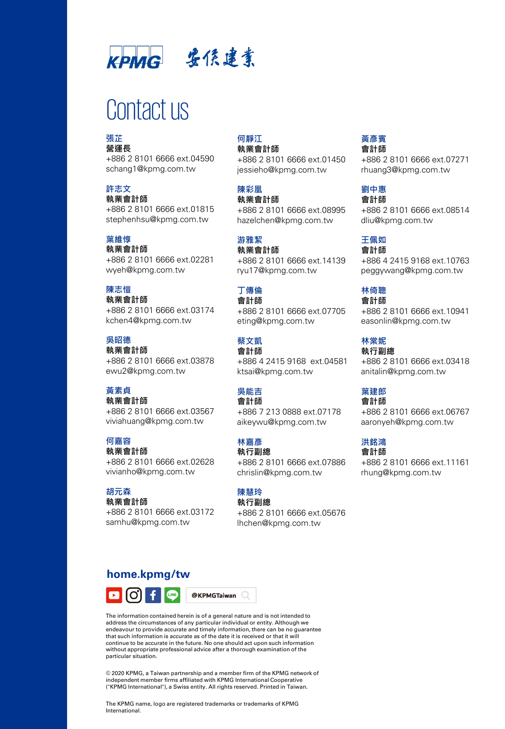KPMG 安侯建業

# Contact us

**張芷**
**營運長**
+886 2 8101 6666 ext.04590
schang1@kpmg.com.tw

**許志文**
**執業會計師**
+886 2 8101 6666 ext.01815
stephenhsu@kpmg.com.tw

**葉維惇**
**執業會計師**
+886 2 8101 6666 ext.02281
wyeh@kpmg.com.tw

**陳志愷**
**執業會計師**
+886 2 8101 6666 ext.03174
kchen4@kpmg.com.tw

**吳昭德**
**執業會計師**
+886 2 8101 6666 ext.03878
ewu2@kpmg.com.tw

**黃素貞**
**執業會計師**
+886 2 8101 6666 ext.03567
viviahuang@kpmg.com.tw

**何嘉容**
**執業會計師**
+886 2 8101 6666 ext.02628
vivianho@kpmg.com.tw

**胡元森**
**執業會計師**
+886 2 8101 6666 ext.03172
samhu@kpmg.com.tw

**何靜江**
**執業會計師**
+886 2 8101 6666 ext.01450
jessieho@kpmg.com.tw

**陳彩凰**
**執業會計師**
+886 2 8101 6666 ext.08995
hazelchen@kpmg.com.tw

**游雅絜**
**執業會計師**
+886 2 8101 6666 ext.14139
ryu17@kpmg.com.tw

**丁傳倫**
**會計師**
+886 2 8101 6666 ext.07705
eting@kpmg.com.tw

**蔡文凱**
**會計師**
+886 4 2415 9168 ext.04581
ktsai@kpmg.com.tw

**吳能吉**
**會計師**
+886 7 213 0888 ext.07178
aikeywu@kpmg.com.tw

**林嘉彥**
**執行副總**
+886 2 8101 6666 ext.07886
chrislin@kpmg.com.tw

**陳慧玲**
**執行副總**
+886 2 8101 6666 ext.05676
lhchen@kpmg.com.tw

**黃彥賓**
**會計師**
+886 2 8101 6666 ext.07271
rhuang3@kpmg.com.tw

**劉中惠**
**會計師**
+886 2 8101 6666 ext.08514
dliu@kpmg.com.tw

**王佩如**
**會計師**
+886 4 2415 9168 ext.10763
peggywang@kpmg.com.tw

**林倚聰**
**會計師**
+886 2 8101 6666 ext.10941
easonlin@kpmg.com.tw

**林棠妮**
**執行副總**
+886 2 8101 6666 ext.03418
anitalin@kpmg.com.tw

**葉建郎**
**會計師**
+886 2 8101 6666 ext.06767
aaronyeh@kpmg.com.tw

**洪銘鴻**
**會計師**
+886 2 8101 6666 ext.11161
rhung@kpmg.com.tw

**home.kpmg/tw**

@KPMGTaiwan

The information contained herein is of a general nature and is not intended to address the circumstances of any particular individual or entity. Although we endeavour to provide accurate and timely information, there can be no guarantee that such information is accurate as of the date it is received or that it will continue to be accurate in the future. No one should act upon such information without appropriate professional advice after a thorough examination of the particular situation.

© 2020 KPMG, a Taiwan partnership and a member firm of the KPMG network of independent member firms affiliated with KPMG International Cooperative ("KPMG International"), a Swiss entity. All rights reserved. Printed in Taiwan.

The KPMG name, logo are registered trademarks or trademarks of KPMG International.